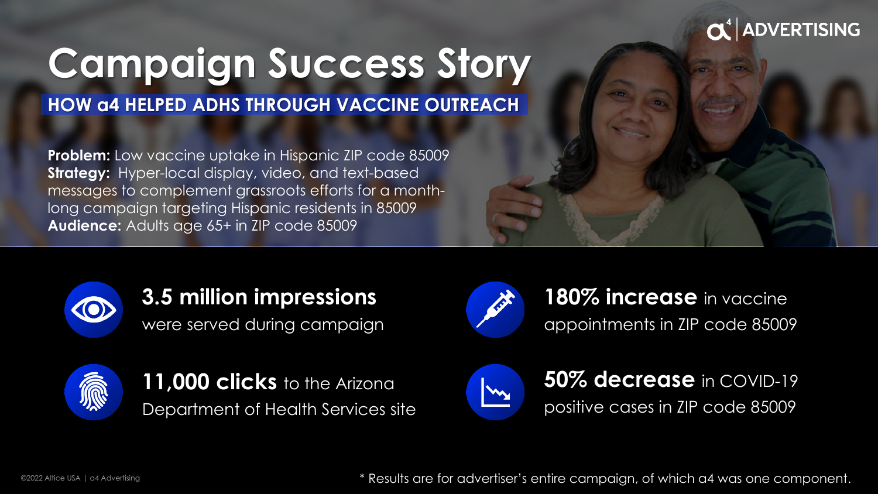# Campaign Success Story

## HOW a4 HELPED ADHS THROUGH VACCINE OUTREACH

**Problem:** Low vaccine uptake in Hispanic ZIP code 85009
**Strategy:** Hyper-local display, video, and text-based messages to complement grassroots efforts for a month-long campaign targeting Hispanic residents in 85009
**Audience:** Adults age 65+ in ZIP code 85009

**3.5 million impressions** were served during campaign

**11,000 clicks** to the Arizona Department of Health Services site

**180% increase** in vaccine appointments in ZIP code 85009

**50% decrease** in COVID-19 positive cases in ZIP code 85009

©2022 Altice USA | a4 Advertising

* Results are for advertiser's entire campaign, of which a4 was one component.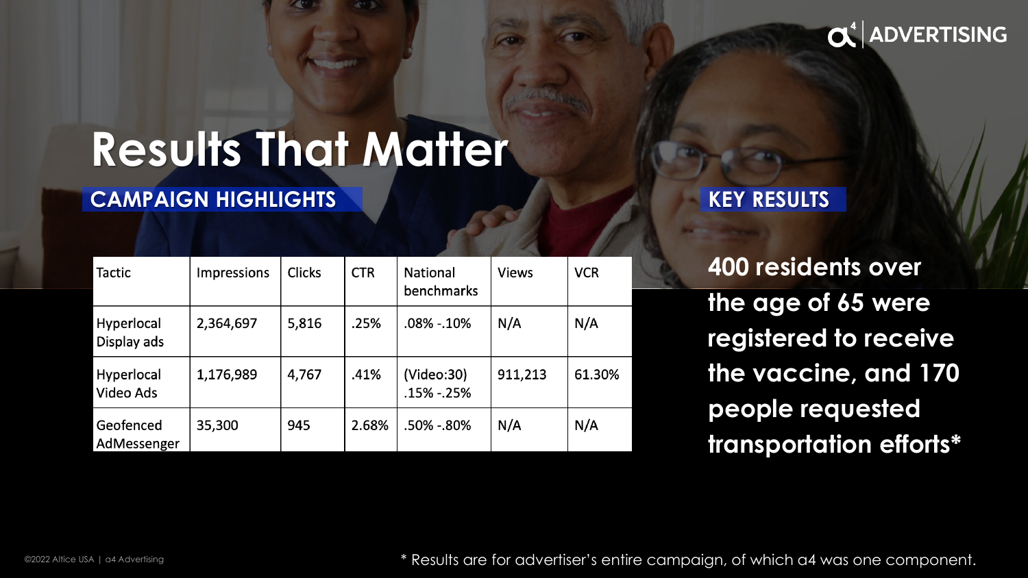# Results That Matter

## CAMPAIGN HIGHLIGHTS

| Tactic | Impressions | Clicks | CTR | National benchmarks | Views | VCR |
|---|---|---|---|---|---|---|
| Hyperlocal Display ads | 2,364,697 | 5,816 | .25% | .08% -.10% | N/A | N/A |
| Hyperlocal Video Ads | 1,176,989 | 4,767 | .41% | (Video:30) .15% -.25% | 911,213 | 61.30% |
| Geofenced AdMessenger | 35,300 | 945 | 2.68% | .50% -.80% | N/A | N/A |

## KEY RESULTS

**400 residents over the age of 65 were registered to receive the vaccine, and 170 people requested transportation efforts***

* Results are for advertiser's entire campaign, of which a4 was one component.

©2022 Altice USA | a4 Advertising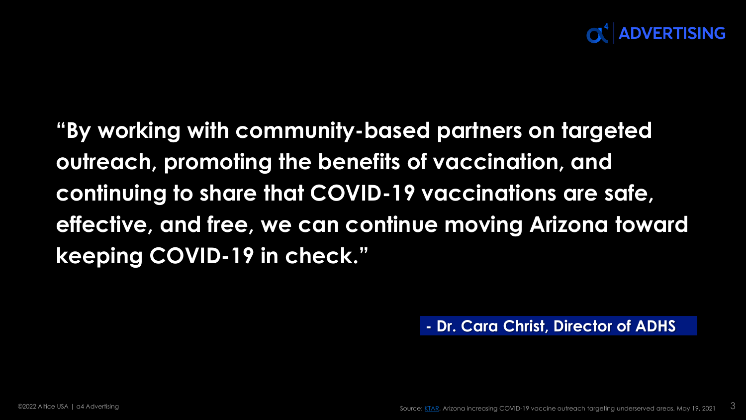**"By working with community-based partners on targeted outreach, promoting the benefits of vaccination, and continuing to share that COVID-19 vaccinations are safe, effective, and free, we can continue moving Arizona toward keeping COVID-19 in check."**

**- Dr. Cara Christ, Director of ADHS**

Source: KTAR, Arizona increasing COVID-19 vaccine outreach targeting underserved areas, May 19, 2021